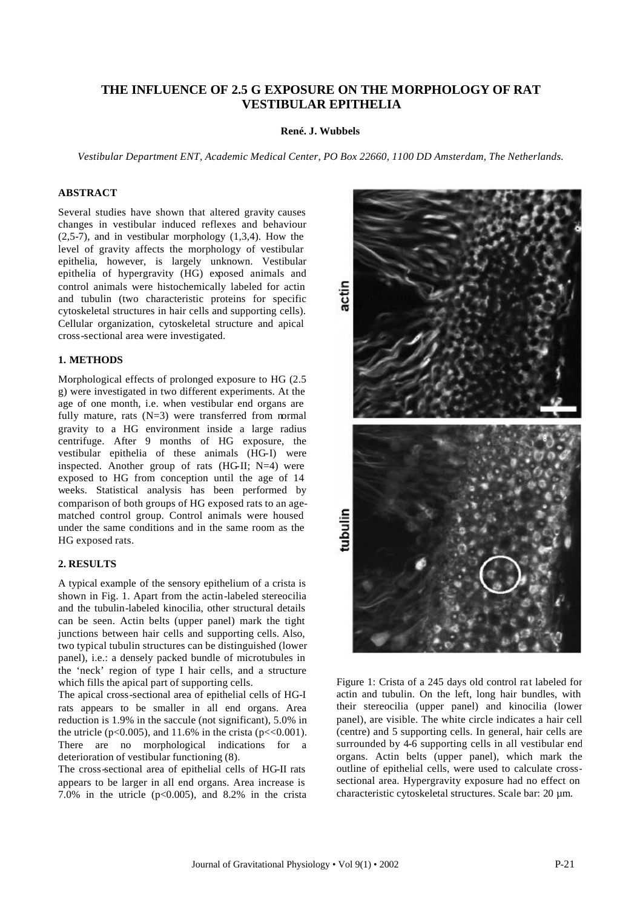# THE INFLUENCE OF 2.5 G EXPOSURE ON THE MORPHOLOGY OF RAT VESTIBULAR EPITHELIA

**René. J. Wubbels**

*Vestibular Department ENT, Academic Medical Center, PO Box 22660, 1100 DD Amsterdam, The Netherlands.*

## ABSTRACT

Several studies have shown that altered gravity causes changes in vestibular induced reflexes and behaviour (2,5-7), and in vestibular morphology (1,3,4). How the level of gravity affects the morphology of vestibular epithelia, however, is largely unknown. Vestibular epithelia of hypergravity (HG) exposed animals and control animals were histochemically labeled for actin and tubulin (two characteristic proteins for specific cytoskeletal structures in hair cells and supporting cells). Cellular organization, cytoskeletal structure and apical cross-sectional area were investigated.

## 1. METHODS

Morphological effects of prolonged exposure to HG (2.5 g) were investigated in two different experiments. At the age of one month, i.e. when vestibular end organs are fully mature, rats (N=3) were transferred from normal gravity to a HG environment inside a large radius centrifuge. After 9 months of HG exposure, the vestibular epithelia of these animals (HG-I) were inspected. Another group of rats (HG-II; N=4) were exposed to HG from conception until the age of 14 weeks. Statistical analysis has been performed by comparison of both groups of HG exposed rats to an age-matched control group. Control animals were housed under the same conditions and in the same room as the HG exposed rats.

## 2. RESULTS

A typical example of the sensory epithelium of a crista is shown in Fig. 1. Apart from the actin-labeled stereocilia and the tubulin-labeled kinocilia, other structural details can be seen. Actin belts (upper panel) mark the tight junctions between hair cells and supporting cells. Also, two typical tubulin structures can be distinguished (lower panel), i.e.: a densely packed bundle of microtubules in the 'neck' region of type I hair cells, and a structure which fills the apical part of supporting cells.

The apical cross-sectional area of epithelial cells of HG-I rats appears to be smaller in all end organs. Area reduction is 1.9% in the saccule (not significant), 5.0% in the utricle ($p<0.005$), and 11.6% in the crista ($p<<0.001$). There are no morphological indications for a deterioration of vestibular functioning (8).

The cross-sectional area of epithelial cells of HG-II rats appears to be larger in all end organs. Area increase is 7.0% in the utricle ($p<0.005$), and 8.2% in the crista

Figure 1: Crista of a 245 days old control rat labeled for actin and tubulin. On the left, long hair bundles, with their stereocilia (upper panel) and kinocilia (lower panel), are visible. The white circle indicates a hair cell (centre) and 5 supporting cells. In general, hair cells are surrounded by 4-6 supporting cells in all vestibular end organs. Actin belts (upper panel), which mark the outline of epithelial cells, were used to calculate cross-sectional area. Hypergravity exposure had no effect on characteristic cytoskeletal structures. Scale bar: 20 µm.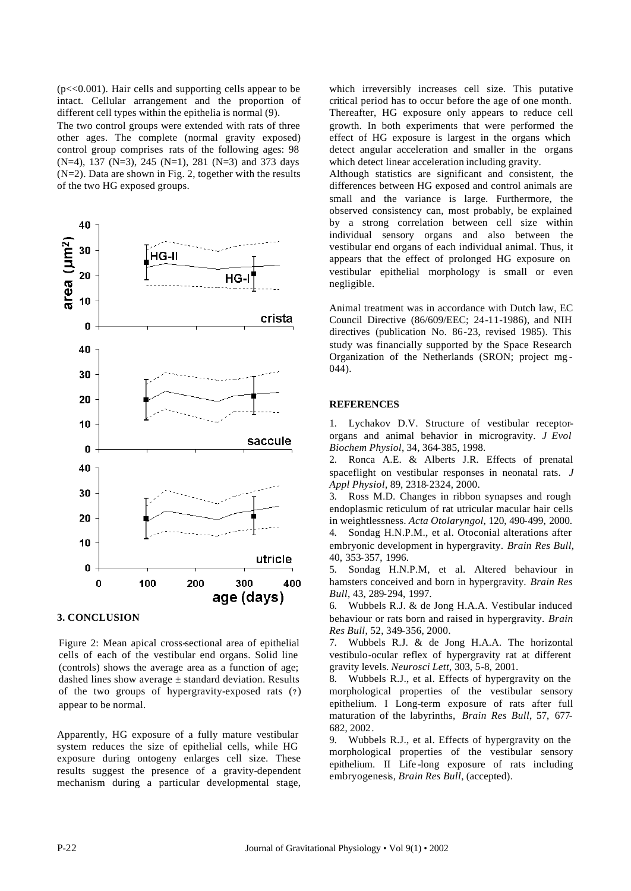(p<<0.001). Hair cells and supporting cells appear to be intact. Cellular arrangement and the proportion of different cell types within the epithelia is normal (9).

The two control groups were extended with rats of three other ages. The complete (normal gravity exposed) control group comprises rats of the following ages: 98 (N=4), 137 (N=3), 245 (N=1), 281 (N=3) and 373 days (N=2). Data are shown in Fig. 2, together with the results of the two HG exposed groups.

area (µm²)
40
30
20
10
0
HG-II
HG-I
crista
40
30
20
10
0
saccule
40
30
20
10
0
utricle
0
100
200
300
400
age (days)

Figure 2: Mean apical cross-sectional area of epithelial cells of each of the vestibular end organs. Solid line (controls) shows the average area as a function of age; dashed lines show average ± standard deviation. Results of the two groups of hypergravity-exposed rats (?) appear to be normal.

## 3. CONCLUSION

Apparently, HG exposure of a fully mature vestibular system reduces the size of epithelial cells, while HG exposure during ontogeny enlarges cell size. These results suggest the presence of a gravity-dependent mechanism during a particular developmental stage, which irreversibly increases cell size. This putative critical period has to occur before the age of one month. Thereafter, HG exposure only appears to reduce cell growth. In both experiments that were performed the effect of HG exposure is largest in the organs which detect angular acceleration and smaller in the organs which detect linear acceleration including gravity.

Although statistics are significant and consistent, the differences between HG exposed and control animals are small and the variance is large. Furthermore, the observed consistency can, most probably, be explained by a strong correlation between cell size within individual sensory organs and also between the vestibular end organs of each individual animal. Thus, it appears that the effect of prolonged HG exposure on vestibular epithelial morphology is small or even negligible.

Animal treatment was in accordance with Dutch law, EC Council Directive (86/609/EEC; 24-11-1986), and NIH directives (publication No. 86-23, revised 1985). This study was financially supported by the Space Research Organization of the Netherlands (SRON; project mg-044).

## REFERENCES

1. Lychakov D.V. Structure of vestibular receptor-organs and animal behavior in microgravity. *J Evol Biochem Physiol*, 34, 364-385, 1998.
2. Ronca A.E. & Alberts J.R. Effects of prenatal spaceflight on vestibular responses in neonatal rats. *J Appl Physiol*, 89, 2318-2324, 2000.
3. Ross M.D. Changes in ribbon synapses and rough endoplasmic reticulum of rat utricular macular hair cells in weightlessness. *Acta Otolaryngol*, 120, 490-499, 2000.
4. Sondag H.N.P.M., et al. Otoconial alterations after embryonic development in hypergravity. *Brain Res Bull*, 40, 353-357, 1996.
5. Sondag H.N.P.M, et al. Altered behaviour in hamsters conceived and born in hypergravity. *Brain Res Bull*, 43, 289-294, 1997.
6. Wubbels R.J. & de Jong H.A.A. Vestibular induced behaviour or rats born and raised in hypergravity. *Brain Res Bull*, 52, 349-356, 2000.
7. Wubbels R.J. & de Jong H.A.A. The horizontal vestibulo-ocular reflex of hypergravity rat at different gravity levels. *Neurosci Lett*, 303, 5-8, 2001.
8. Wubbels R.J., et al. Effects of hypergravity on the morphological properties of the vestibular sensory epithelium. I Long-term exposure of rats after full maturation of the labyrinths, *Brain Res Bull*, 57, 677-682, 2002.
9. Wubbels R.J., et al. Effects of hypergravity on the morphological properties of the vestibular sensory epithelium. II Life-long exposure of rats including embryogenesis, *Brain Res Bull*, (accepted).